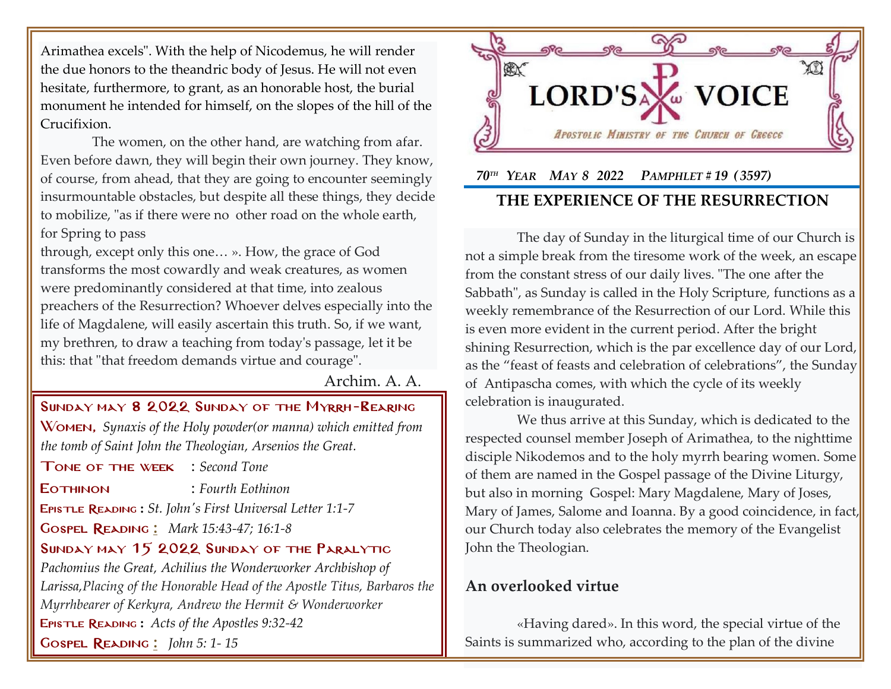Arimathea excels". With the help of Nicodemus, he will render the due honors to the theandric body of Jesus. He will not even hesitate, furthermore, to grant, as an honorable host, the burial monument he intended for himself, on the slopes of the hill of the Crucifixion.

The women, on the other hand, are watching from afar. Even before dawn, they will begin their own journey. They know, of course, from ahead, that they are going to encounter seemingly insurmountable obstacles, but despite all these things, they decide to mobilize, "as if there were no other road on the whole earth, for Spring to pass through, except only this one… ». How, the grace of God transforms the most cowardly and weak creatures, as women were predominantly considered at that time, into zealous preachers of the Resurrection? Whoever delves especially into the life of Magdalene, will easily ascertain this truth. So, if we want, my brethren, to draw a teaching from today's passage, let it be this: that "that freedom demands virtue and courage".

Archim. A. A.

**Sunday may 8 2022 Sunday of the Myrrh-Bearing Women,** *Synaxis of the Holy powder(or manna) which emitted from the tomb of Saint John the Theologian, Arsenios the Great.*

**Tone of the week** : *Second Tone*

**Eothinon** : *Fourth Eothinon*

**Epistle Reading :** *St. John's First Universal Letter 1:1-7*

**Gospel Reading :** *Mark 15:43-47; 16:1-8*

**Sunday may 15 2022 Sunday of the Paralytic**

*Pachomius the Great, Achilius the Wonderworker Archbishop of Larissa,Placing of the Honorable Head of the Apostle Titus, Barbaros the Myrrhbearer of Kerkyra, Andrew the Hermit & Wonderworker*

**Epistle Reading :** *Acts of the Apostles 9:32-42*

**Gospel Reading :** *John 5: 1- 15*

# LORD'S VOICE

*Apostolic Ministry of the Church of Greece*

***70th Year May 8 2022 Pamphlet # 19 (3597)***

## THE EXPERIENCE OF THE RESURRECTION

The day of Sunday in the liturgical time of our Church is not a simple break from the tiresome work of the week, an escape from the constant stress of our daily lives. "The one after the Sabbath", as Sunday is called in the Holy Scripture, functions as a weekly remembrance of the Resurrection of our Lord. While this is even more evident in the current period. After the bright shining Resurrection, which is the par excellence day of our Lord, as the "feast of feasts and celebration of celebrations", the Sunday of Antipascha comes, with which the cycle of its weekly celebration is inaugurated.

We thus arrive at this Sunday, which is dedicated to the respected counsel member Joseph of Arimathea, to the nighttime disciple Nikodemos and to the holy myrrh bearing women. Some of them are named in the Gospel passage of the Divine Liturgy, but also in morning Gospel: Mary Magdalene, Mary of Joses, Mary of James, Salome and Ioanna. By a good coincidence, in fact, our Church today also celebrates the memory of the Evangelist John the Theologian.

### An overlooked virtue

«Having dared». In this word, the special virtue of the Saints is summarized who, according to the plan of the divine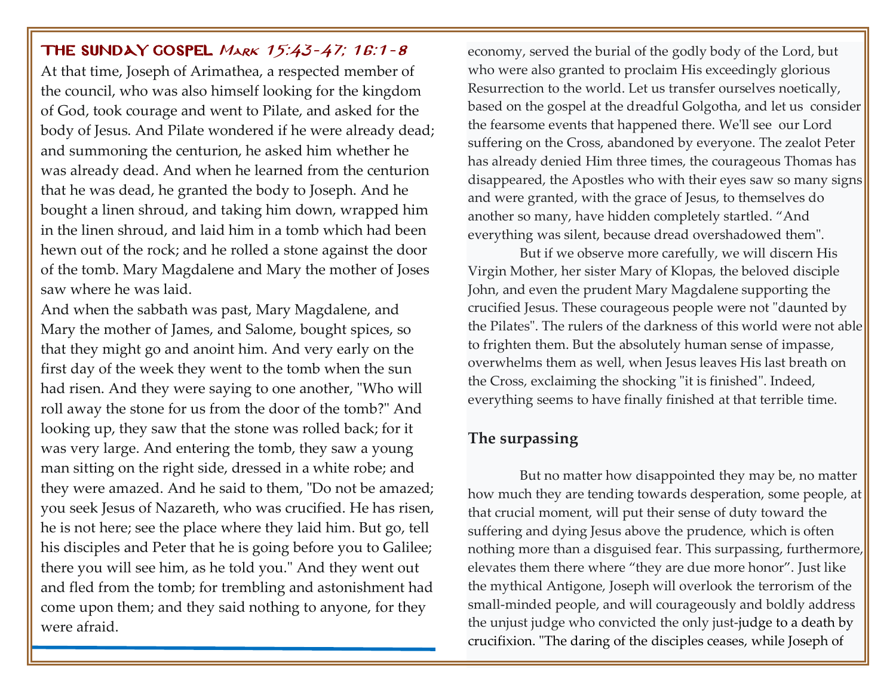## THE SUNDAY GOSPEL *Mark 15:43-47; 16:1-8*

At that time, Joseph of Arimathea, a respected member of the council, who was also himself looking for the kingdom of God, took courage and went to Pilate, and asked for the body of Jesus. And Pilate wondered if he were already dead; and summoning the centurion, he asked him whether he was already dead. And when he learned from the centurion that he was dead, he granted the body to Joseph. And he bought a linen shroud, and taking him down, wrapped him in the linen shroud, and laid him in a tomb which had been hewn out of the rock; and he rolled a stone against the door of the tomb. Mary Magdalene and Mary the mother of Joses saw where he was laid.

And when the sabbath was past, Mary Magdalene, and Mary the mother of James, and Salome, bought spices, so that they might go and anoint him. And very early on the first day of the week they went to the tomb when the sun had risen. And they were saying to one another, "Who will roll away the stone for us from the door of the tomb?" And looking up, they saw that the stone was rolled back; for it was very large. And entering the tomb, they saw a young man sitting on the right side, dressed in a white robe; and they were amazed. And he said to them, "Do not be amazed; you seek Jesus of Nazareth, who was crucified. He has risen, he is not here; see the place where they laid him. But go, tell his disciples and Peter that he is going before you to Galilee; there you will see him, as he told you." And they went out and fled from the tomb; for trembling and astonishment had come upon them; and they said nothing to anyone, for they were afraid.

economy, served the burial of the godly body of the Lord, but who were also granted to proclaim His exceedingly glorious Resurrection to the world. Let us transfer ourselves noetically, based on the gospel at the dreadful Golgotha, and let us consider the fearsome events that happened there. We'll see our Lord suffering on the Cross, abandoned by everyone. The zealot Peter has already denied Him three times, the courageous Thomas has disappeared, the Apostles who with their eyes saw so many signs and were granted, with the grace of Jesus, to themselves do another so many, have hidden completely startled. "And everything was silent, because dread overshadowed them".

But if we observe more carefully, we will discern His Virgin Mother, her sister Mary of Klopas, the beloved disciple John, and even the prudent Mary Magdalene supporting the crucified Jesus. These courageous people were not "daunted by the Pilates". The rulers of the darkness of this world were not able to frighten them. But the absolutely human sense of impasse, overwhelms them as well, when Jesus leaves His last breath on the Cross, exclaiming the shocking "it is finished". Indeed, everything seems to have finally finished at that terrible time.

### The surpassing

But no matter how disappointed they may be, no matter how much they are tending towards desperation, some people, at that crucial moment, will put their sense of duty toward the suffering and dying Jesus above the prudence, which is often nothing more than a disguised fear. This surpassing, furthermore, elevates them there where "they are due more honor". Just like the mythical Antigone, Joseph will overlook the terrorism of the small-minded people, and will courageously and boldly address the unjust judge who convicted the only just-judge to a death by crucifixion. "The daring of the disciples ceases, while Joseph of